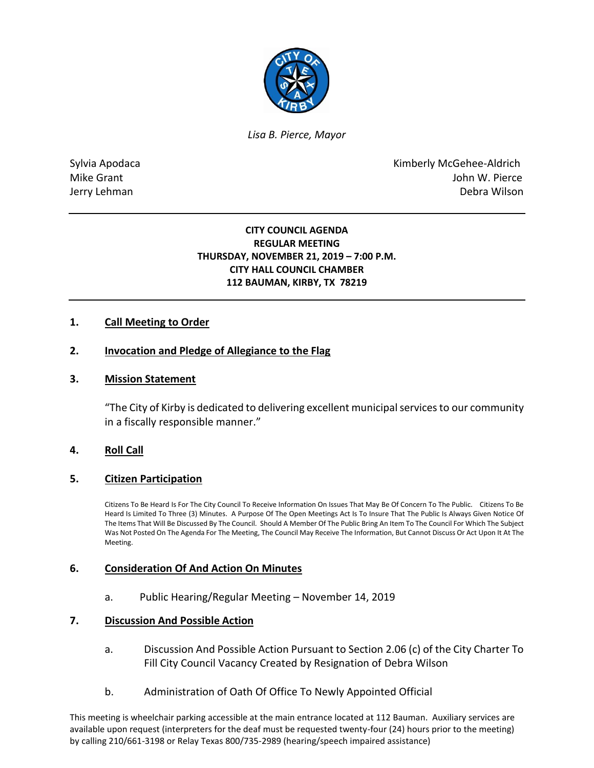*Lisa B. Pierce, Mayor*

Sylvia Apodaca
Mike Grant
Jerry Lehman

Kimberly McGehee-Aldrich
John W. Pierce
Debra Wilson

**CITY COUNCIL AGENDA**
**REGULAR MEETING**
**THURSDAY, NOVEMBER 21, 2019 – 7:00 P.M.**
**CITY HALL COUNCIL CHAMBER**
**112 BAUMAN, KIRBY, TX 78219**

## 1. Call Meeting to Order

## 2. Invocation and Pledge of Allegiance to the Flag

## 3. Mission Statement

"The City of Kirby is dedicated to delivering excellent municipal services to our community in a fiscally responsible manner."

## 4. Roll Call

## 5. Citizen Participation

Citizens To Be Heard Is For The City Council To Receive Information On Issues That May Be Of Concern To The Public. Citizens To Be Heard Is Limited To Three (3) Minutes. A Purpose Of The Open Meetings Act Is To Insure That The Public Is Always Given Notice Of The Items That Will Be Discussed By The Council. Should A Member Of The Public Bring An Item To The Council For Which The Subject Was Not Posted On The Agenda For The Meeting, The Council May Receive The Information, But Cannot Discuss Or Act Upon It At The Meeting.

## 6. Consideration Of And Action On Minutes

a. Public Hearing/Regular Meeting – November 14, 2019

## 7. Discussion And Possible Action

a. Discussion And Possible Action Pursuant to Section 2.06 (c) of the City Charter To Fill City Council Vacancy Created by Resignation of Debra Wilson

b. Administration of Oath Of Office To Newly Appointed Official

This meeting is wheelchair parking accessible at the main entrance located at 112 Bauman. Auxiliary services are available upon request (interpreters for the deaf must be requested twenty-four (24) hours prior to the meeting) by calling 210/661-3198 or Relay Texas 800/735-2989 (hearing/speech impaired assistance)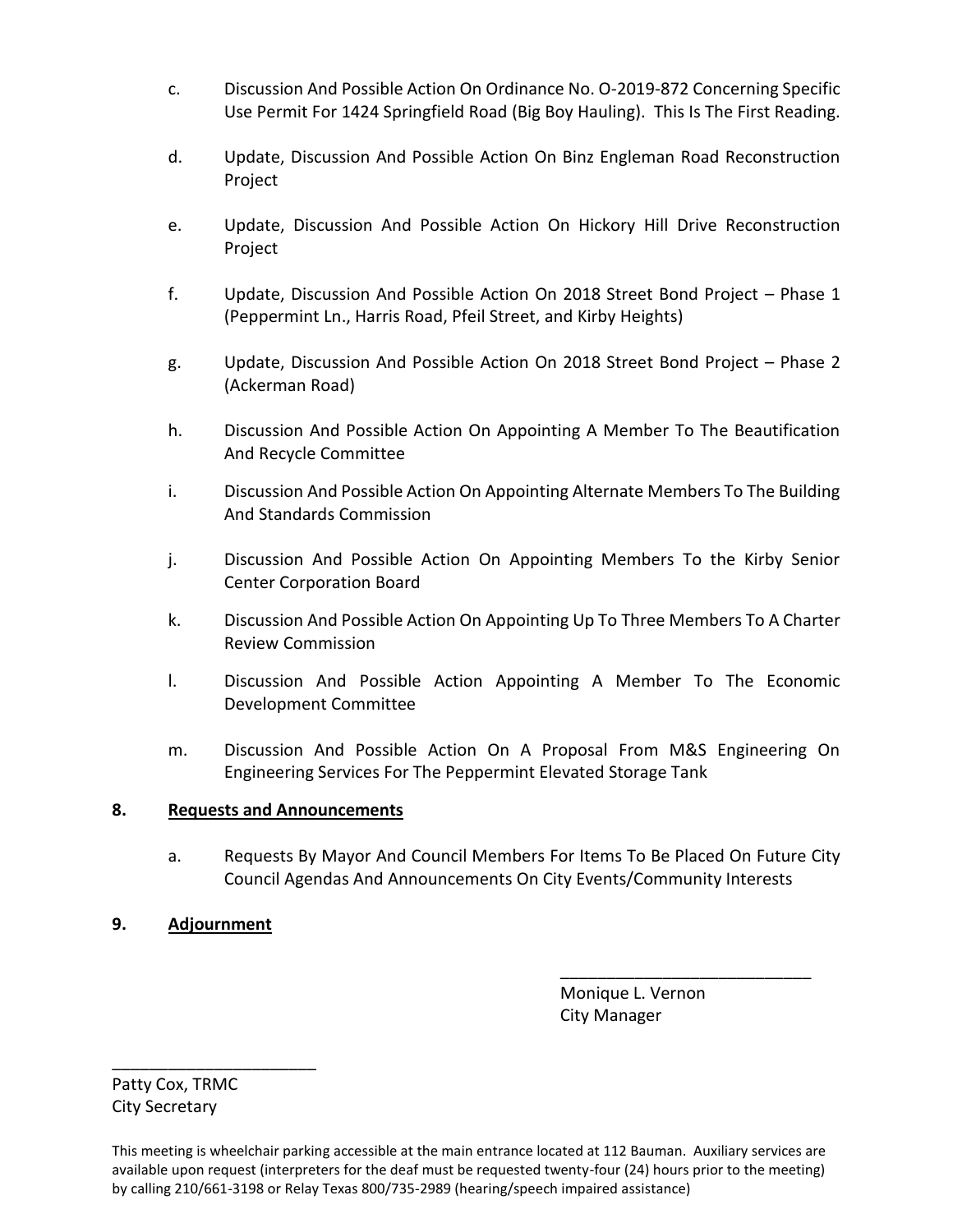c. Discussion And Possible Action On Ordinance No. O-2019-872 Concerning Specific Use Permit For 1424 Springfield Road (Big Boy Hauling). This Is The First Reading.

d. Update, Discussion And Possible Action On Binz Engleman Road Reconstruction Project

e. Update, Discussion And Possible Action On Hickory Hill Drive Reconstruction Project

f. Update, Discussion And Possible Action On 2018 Street Bond Project – Phase 1 (Peppermint Ln., Harris Road, Pfeil Street, and Kirby Heights)

g. Update, Discussion And Possible Action On 2018 Street Bond Project – Phase 2 (Ackerman Road)

h. Discussion And Possible Action On Appointing A Member To The Beautification And Recycle Committee

i. Discussion And Possible Action On Appointing Alternate Members To The Building And Standards Commission

j. Discussion And Possible Action On Appointing Members To the Kirby Senior Center Corporation Board

k. Discussion And Possible Action On Appointing Up To Three Members To A Charter Review Commission

l. Discussion And Possible Action Appointing A Member To The Economic Development Committee

m. Discussion And Possible Action On A Proposal From M&S Engineering On Engineering Services For The Peppermint Elevated Storage Tank

**8. <u>Requests and Announcements</u>**

a. Requests By Mayor And Council Members For Items To Be Placed On Future City Council Agendas And Announcements On City Events/Community Interests

**9. <u>Adjournment</u>**

___________________________

Monique L. Vernon
City Manager

______________________

Patty Cox, TRMC
City Secretary

This meeting is wheelchair parking accessible at the main entrance located at 112 Bauman. Auxiliary services are available upon request (interpreters for the deaf must be requested twenty-four (24) hours prior to the meeting) by calling 210/661-3198 or Relay Texas 800/735-2989 (hearing/speech impaired assistance)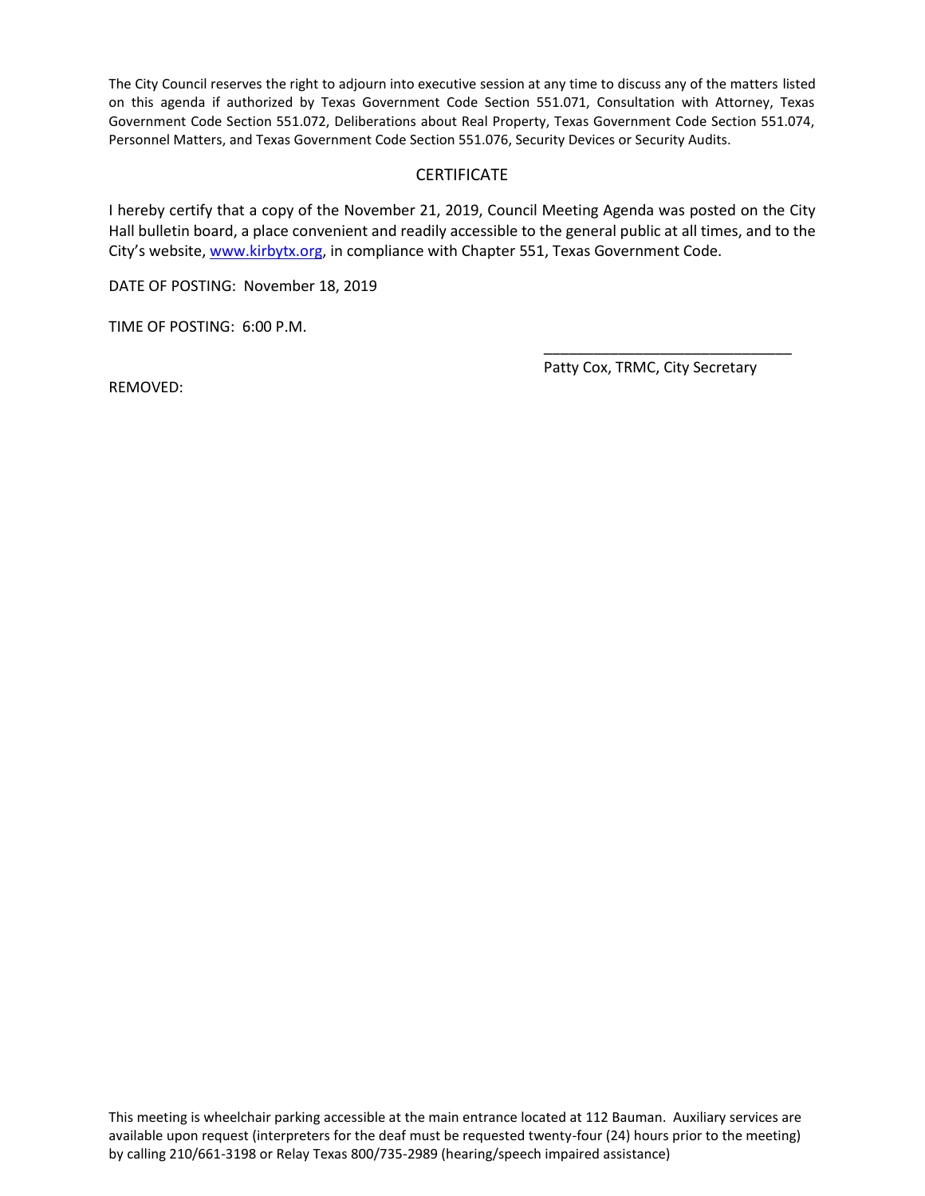The City Council reserves the right to adjourn into executive session at any time to discuss any of the matters listed on this agenda if authorized by Texas Government Code Section 551.071, Consultation with Attorney, Texas Government Code Section 551.072, Deliberations about Real Property, Texas Government Code Section 551.074, Personnel Matters, and Texas Government Code Section 551.076, Security Devices or Security Audits.

## CERTIFICATE

I hereby certify that a copy of the November 21, 2019, Council Meeting Agenda was posted on the City Hall bulletin board, a place convenient and readily accessible to the general public at all times, and to the City's website, www.kirbytx.org, in compliance with Chapter 551, Texas Government Code.

DATE OF POSTING: November 18, 2019

TIME OF POSTING: 6:00 P.M.

______________________________
Patty Cox, TRMC, City Secretary

REMOVED:

This meeting is wheelchair parking accessible at the main entrance located at 112 Bauman. Auxiliary services are available upon request (interpreters for the deaf must be requested twenty-four (24) hours prior to the meeting) by calling 210/661-3198 or Relay Texas 800/735-2989 (hearing/speech impaired assistance)